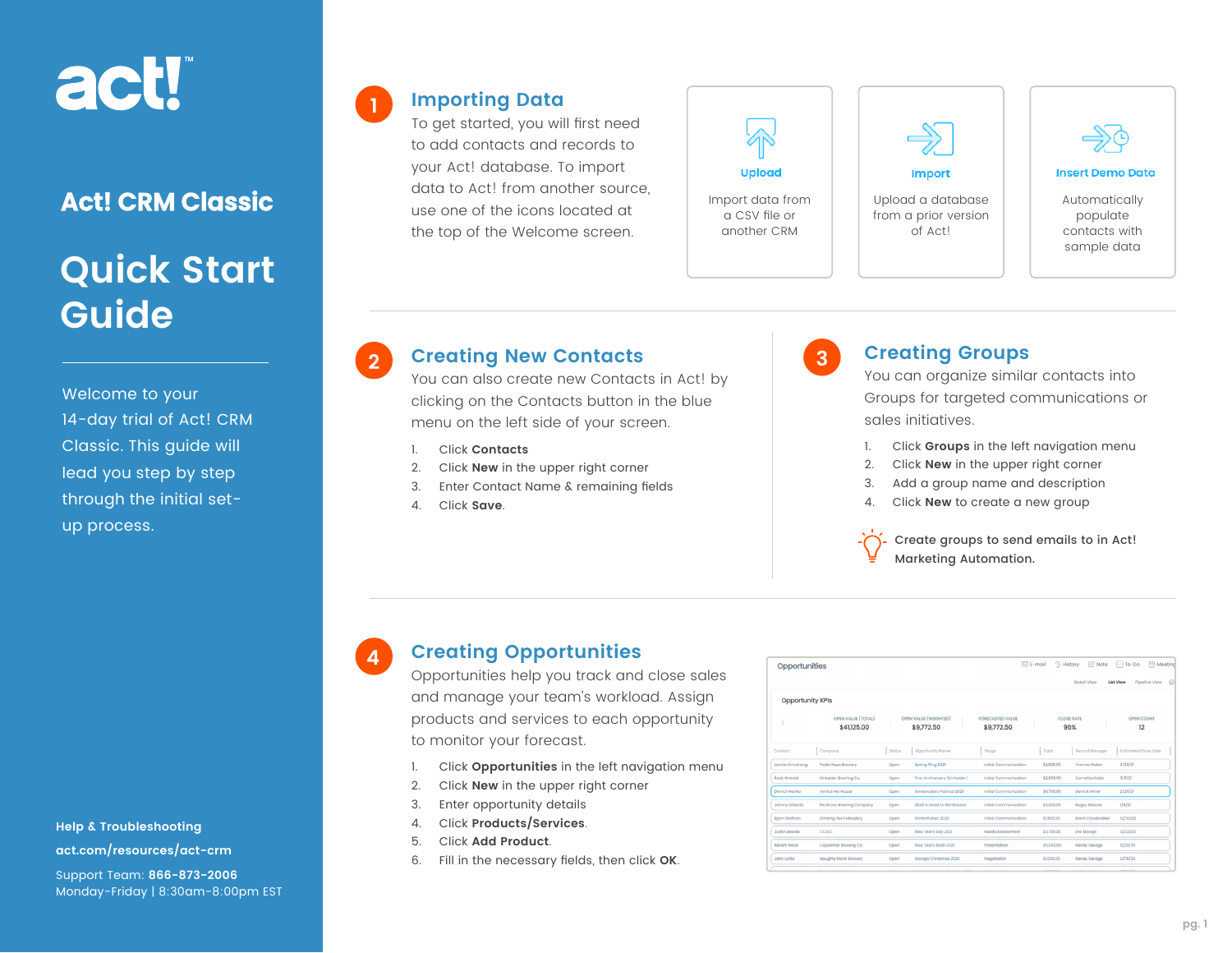# act!

## Act! CRM Classic

# Quick Start Guide

Welcome to your 14-day trial of Act! CRM Classic. This guide will lead you step by step through the initial set-up process.

**Help & Troubleshooting**

**act.com/resources/act-crm**

Support Team: **866-873-2006**
Monday-Friday | 8:30am-8:00pm EST

## 1 Importing Data

To get started, you will first need to add contacts and records to your Act! database. To import data to Act! from another source, use one of the icons located at the top of the Welcome screen.

**Upload**
Import data from a CSV file or another CRM

**Import**
Upload a database from a prior version of Act!

**Insert Demo Data**
Automatically populate contacts with sample data

## 2 Creating New Contacts

You can also create new Contacts in Act! by clicking on the Contacts button in the blue menu on the left side of your screen.

1. Click **Contacts**
2. Click **New** in the upper right corner
3. Enter Contact Name & remaining fields
4. Click **Save**.

## 3 Creating Groups

You can organize similar contacts into Groups for targeted communications or sales initiatives.

1. Click **Groups** in the left navigation menu
2. Click **New** in the upper right corner
3. Add a group name and description
4. Click **New** to create a new group

Create groups to send emails to in Act! Marketing Automation.

## 4 Creating Opportunities

Opportunities help you track and close sales and manage your team's workload. Assign products and services to each opportunity to monitor your forecast.

1. Click **Opportunities** in the left navigation menu
2. Click **New** in the upper right corner
3. Enter opportunity details
4. Click **Products/Services**.
5. Click **Add Product**.
6. Fill in the necessary fields, then click **OK**.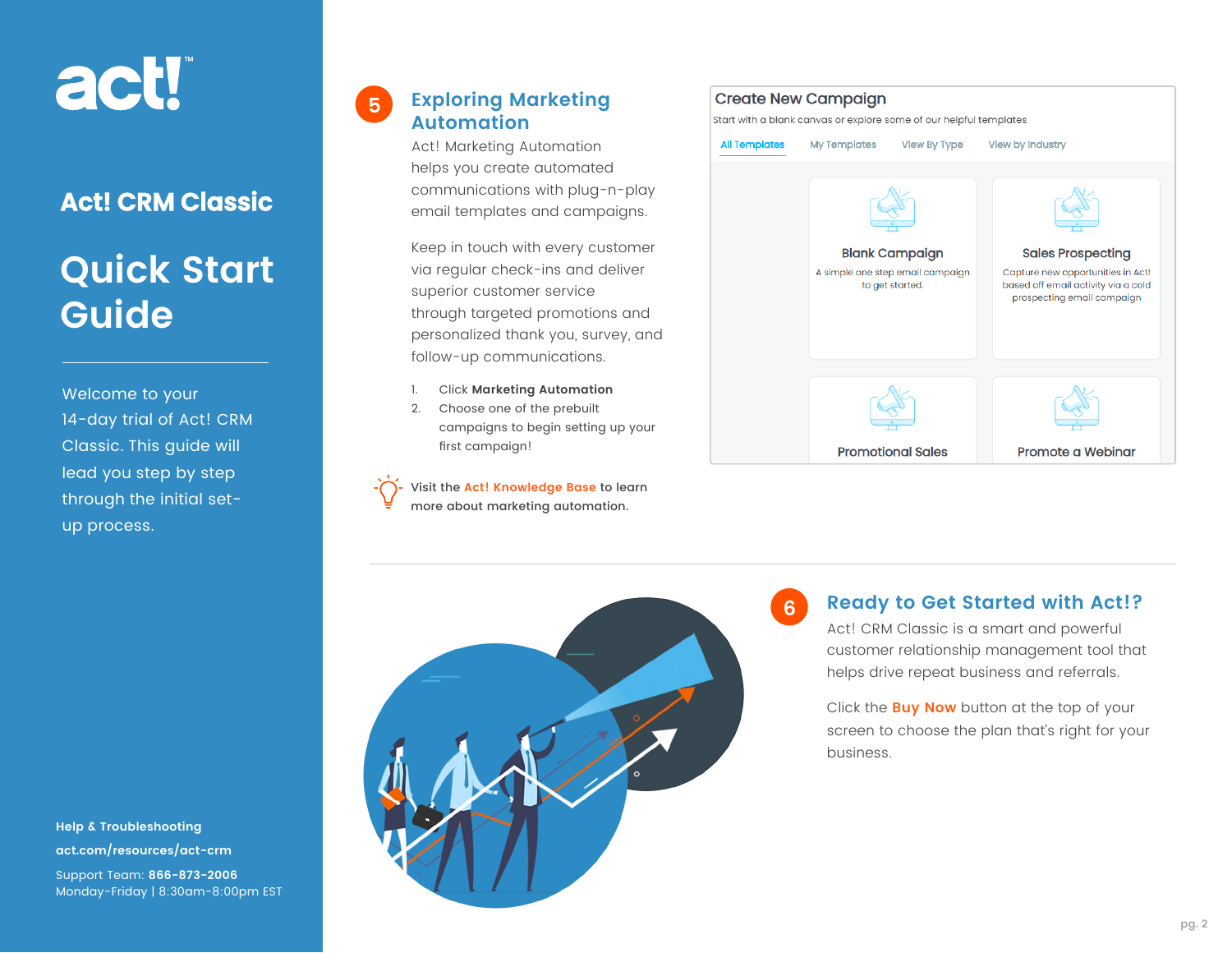# act!

## Act! CRM Classic

# Quick Start Guide

Welcome to your 14-day trial of Act! CRM Classic. This guide will lead you step by step through the initial set-up process.

**Help & Troubleshooting**

**act.com/resources/act-crm**

Support Team: **866-873-2006**
Monday-Friday | 8:30am-8:00pm EST

## 5 Exploring Marketing Automation

Act! Marketing Automation helps you create automated communications with plug-n-play email templates and campaigns.

Keep in touch with every customer via regular check-ins and deliver superior customer service through targeted promotions and personalized thank you, survey, and follow-up communications.

1. Click **Marketing Automation**
2. Choose one of the prebuilt campaigns to begin setting up your first campaign!

Visit the **Act! Knowledge Base** to learn more about marketing automation.

Create New Campaign

Start with a blank canvas or explore some of our helpful templates

All Templates | My Templates | View By Type | View by Industry

**Blank Campaign**
A simple one step email campaign to get started.

**Sales Prospecting**
Capture new opportunities in Act! based off email activity via a cold prospecting email campaign

**Promotional Sales**

**Promote a Webinar**

## 6 Ready to Get Started with Act!?

Act! CRM Classic is a smart and powerful customer relationship management tool that helps drive repeat business and referrals.

Click the **Buy Now** button at the top of your screen to choose the plan that's right for your business.